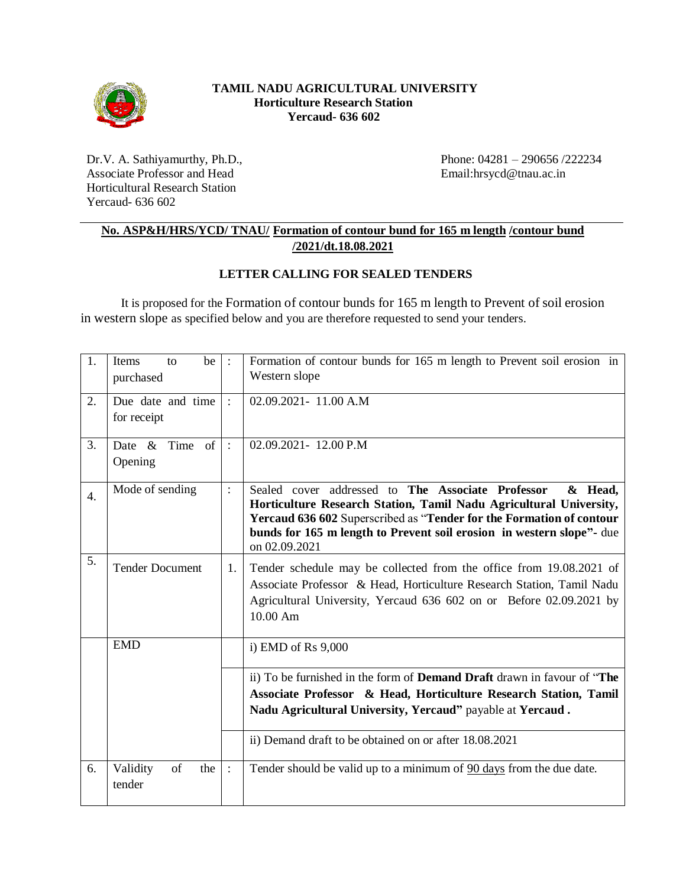**TAMIL NADU AGRICULTURAL UNIVERSITY**
**Horticulture Research Station**
**Yercaud- 636 602**

Dr.V. A. Sathiyamurthy, Ph.D.,
Associate Professor and Head
Horticultural Research Station
Yercaud- 636 602

Phone: 04281 – 290656 /222234
Email:hrsycd@tnau.ac.in

**No. ASP&H/HRS/YCD/ TNAU/ Formation of contour bund for 165 m length /contour bund /2021/dt.18.08.2021**

## LETTER CALLING FOR SEALED TENDERS

It is proposed for the Formation of contour bunds for 165 m length to Prevent of soil erosion in western slope as specified below and you are therefore requested to send your tenders.

| | | | |
|---|---|---|---|
| 1. | Items to be purchased | : | Formation of contour bunds for 165 m length to Prevent soil erosion in Western slope |
| 2. | Due date and time for receipt | : | 02.09.2021- 11.00 A.M |
| 3. | Date & Time of Opening | : | 02.09.2021- 12.00 P.M |
| 4. | Mode of sending | : | Sealed cover addressed to **The Associate Professor & Head, Horticulture Research Station, Tamil Nadu Agricultural University, Yercaud 636 602** Superscribed as "**Tender for the Formation of contour bunds for 165 m length to Prevent soil erosion in western slope**"- due on 02.09.2021 |
| 5. | Tender Document | 1. | Tender schedule may be collected from the office from 19.08.2021 of Associate Professor & Head, Horticulture Research Station, Tamil Nadu Agricultural University, Yercaud 636 602 on or Before 02.09.2021 by 10.00 Am |
| | EMD | | i) EMD of Rs 9,000 |
| | | | ii) To be furnished in the form of **Demand Draft** drawn in favour of "**The Associate Professor & Head, Horticulture Research Station, Tamil Nadu Agricultural University, Yercaud"** payable at **Yercaud .** |
| | | | ii) Demand draft to be obtained on or after 18.08.2021 |
| 6. | Validity of the tender | : | Tender should be valid up to a minimum of 90 days from the due date. |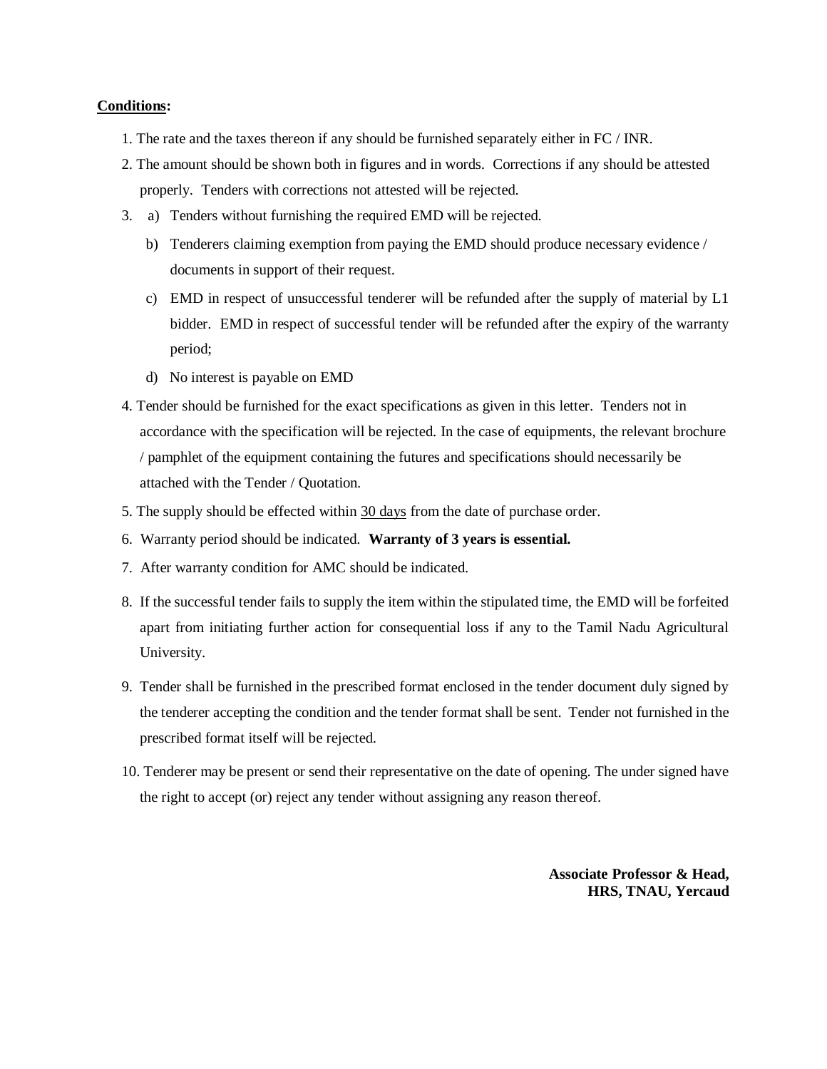**<u>Conditions</u>:**

1. The rate and the taxes thereon if any should be furnished separately either in FC / INR.
2. The amount should be shown both in figures and in words. Corrections if any should be attested properly. Tenders with corrections not attested will be rejected.
3. a) Tenders without furnishing the required EMD will be rejected.
   b) Tenderers claiming exemption from paying the EMD should produce necessary evidence / documents in support of their request.
   c) EMD in respect of unsuccessful tenderer will be refunded after the supply of material by L1 bidder. EMD in respect of successful tender will be refunded after the expiry of the warranty period;
   d) No interest is payable on EMD
4. Tender should be furnished for the exact specifications as given in this letter. Tenders not in accordance with the specification will be rejected. In the case of equipments, the relevant brochure / pamphlet of the equipment containing the futures and specifications should necessarily be attached with the Tender / Quotation.
5. The supply should be effected within <u>30 days</u> from the date of purchase order.
6. Warranty period should be indicated. **Warranty of 3 years is essential.**
7. After warranty condition for AMC should be indicated.
8. If the successful tender fails to supply the item within the stipulated time, the EMD will be forfeited apart from initiating further action for consequential loss if any to the Tamil Nadu Agricultural University.
9. Tender shall be furnished in the prescribed format enclosed in the tender document duly signed by the tenderer accepting the condition and the tender format shall be sent. Tender not furnished in the prescribed format itself will be rejected.
10. Tenderer may be present or send their representative on the date of opening. The under signed have the right to accept (or) reject any tender without assigning any reason thereof.

**Associate Professor & Head,**
**HRS, TNAU, Yercaud**